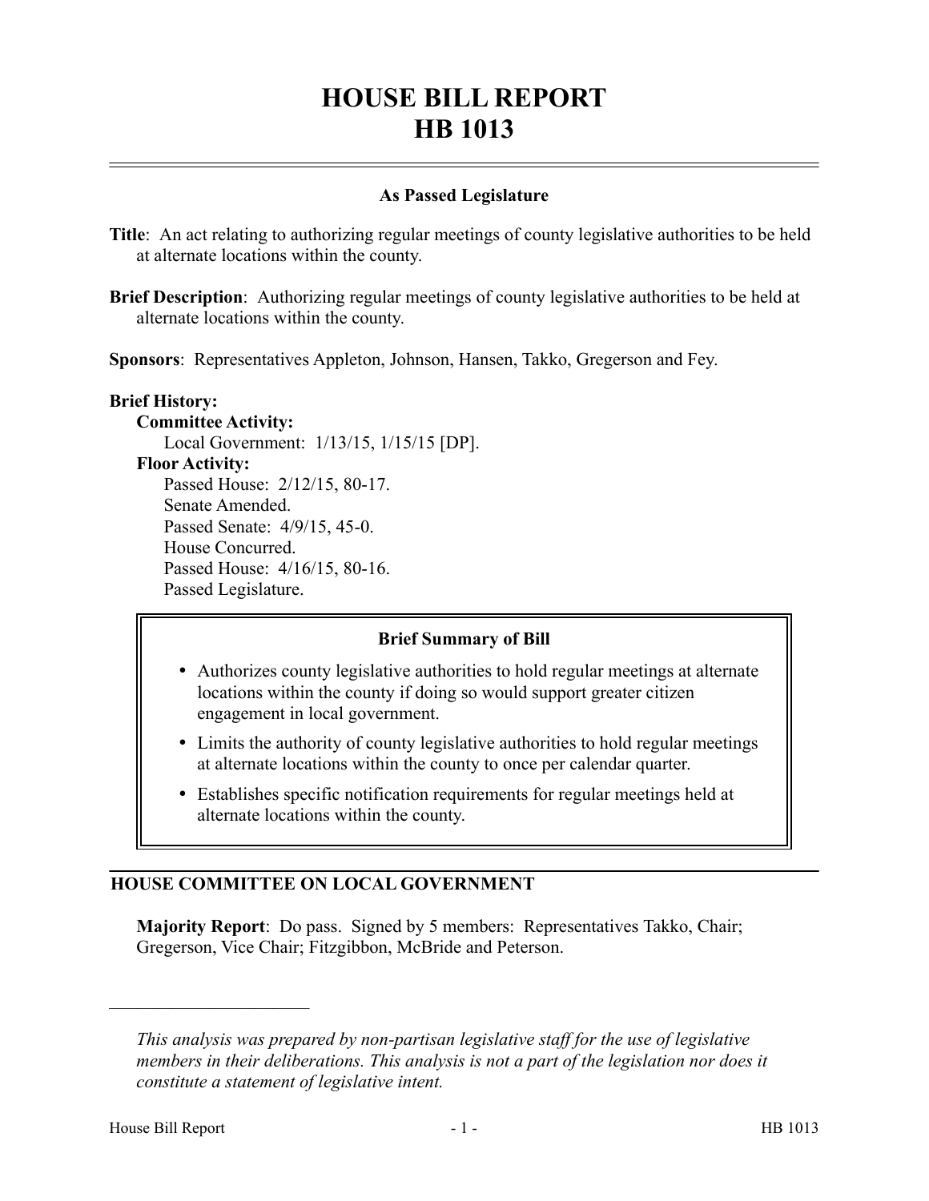# HOUSE BILL REPORT
# HB 1013

### As Passed Legislature

**Title**: An act relating to authorizing regular meetings of county legislative authorities to be held at alternate locations within the county.

**Brief Description**: Authorizing regular meetings of county legislative authorities to be held at alternate locations within the county.

**Sponsors**: Representatives Appleton, Johnson, Hansen, Takko, Gregerson and Fey.

**Brief History:**

**Committee Activity:**
Local Government: 1/13/15, 1/15/15 [DP].

**Floor Activity:**
Passed House: 2/12/15, 80-17.
Senate Amended.
Passed Senate: 4/9/15, 45-0.
House Concurred.
Passed House: 4/16/15, 80-16.
Passed Legislature.

### Brief Summary of Bill

- Authorizes county legislative authorities to hold regular meetings at alternate locations within the county if doing so would support greater citizen engagement in local government.
- Limits the authority of county legislative authorities to hold regular meetings at alternate locations within the county to once per calendar quarter.
- Establishes specific notification requirements for regular meetings held at alternate locations within the county.

## HOUSE COMMITTEE ON LOCAL GOVERNMENT

**Majority Report**: Do pass. Signed by 5 members: Representatives Takko, Chair; Gregerson, Vice Chair; Fitzgibbon, McBride and Peterson.

---

*This analysis was prepared by non-partisan legislative staff for the use of legislative members in their deliberations. This analysis is not a part of the legislation nor does it constitute a statement of legislative intent.*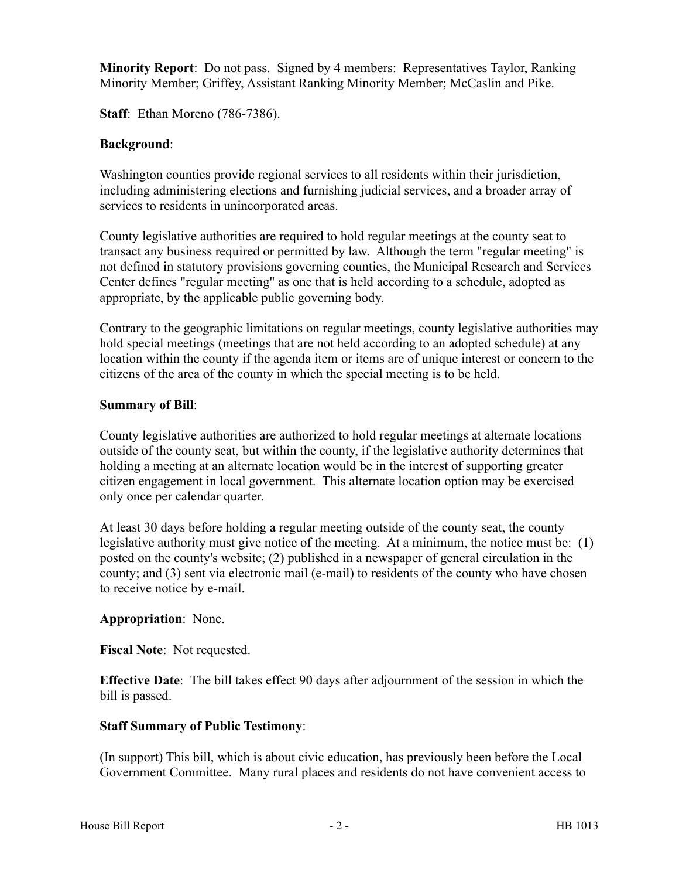**Minority Report**: Do not pass. Signed by 4 members: Representatives Taylor, Ranking Minority Member; Griffey, Assistant Ranking Minority Member; McCaslin and Pike.

**Staff**: Ethan Moreno (786-7386).

**Background**:

Washington counties provide regional services to all residents within their jurisdiction, including administering elections and furnishing judicial services, and a broader array of services to residents in unincorporated areas.

County legislative authorities are required to hold regular meetings at the county seat to transact any business required or permitted by law. Although the term "regular meeting" is not defined in statutory provisions governing counties, the Municipal Research and Services Center defines "regular meeting" as one that is held according to a schedule, adopted as appropriate, by the applicable public governing body.

Contrary to the geographic limitations on regular meetings, county legislative authorities may hold special meetings (meetings that are not held according to an adopted schedule) at any location within the county if the agenda item or items are of unique interest or concern to the citizens of the area of the county in which the special meeting is to be held.

**Summary of Bill**:

County legislative authorities are authorized to hold regular meetings at alternate locations outside of the county seat, but within the county, if the legislative authority determines that holding a meeting at an alternate location would be in the interest of supporting greater citizen engagement in local government. This alternate location option may be exercised only once per calendar quarter.

At least 30 days before holding a regular meeting outside of the county seat, the county legislative authority must give notice of the meeting. At a minimum, the notice must be: (1) posted on the county's website; (2) published in a newspaper of general circulation in the county; and (3) sent via electronic mail (e-mail) to residents of the county who have chosen to receive notice by e-mail.

**Appropriation**: None.

**Fiscal Note**: Not requested.

**Effective Date**: The bill takes effect 90 days after adjournment of the session in which the bill is passed.

**Staff Summary of Public Testimony**:

(In support) This bill, which is about civic education, has previously been before the Local Government Committee. Many rural places and residents do not have convenient access to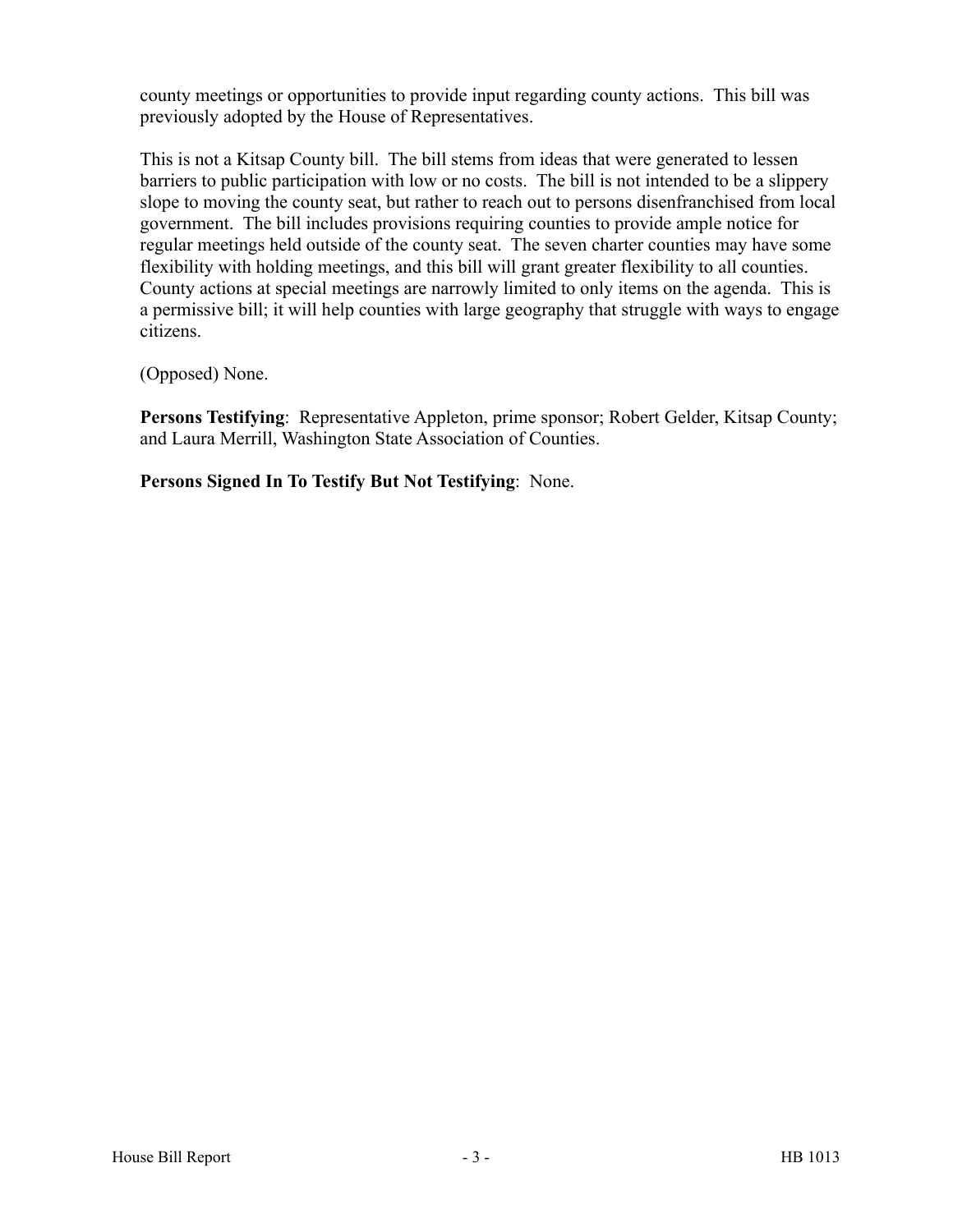county meetings or opportunities to provide input regarding county actions. This bill was previously adopted by the House of Representatives.

This is not a Kitsap County bill. The bill stems from ideas that were generated to lessen barriers to public participation with low or no costs. The bill is not intended to be a slippery slope to moving the county seat, but rather to reach out to persons disenfranchised from local government. The bill includes provisions requiring counties to provide ample notice for regular meetings held outside of the county seat. The seven charter counties may have some flexibility with holding meetings, and this bill will grant greater flexibility to all counties. County actions at special meetings are narrowly limited to only items on the agenda. This is a permissive bill; it will help counties with large geography that struggle with ways to engage citizens.

(Opposed) None.

**Persons Testifying**: Representative Appleton, prime sponsor; Robert Gelder, Kitsap County; and Laura Merrill, Washington State Association of Counties.

**Persons Signed In To Testify But Not Testifying**: None.